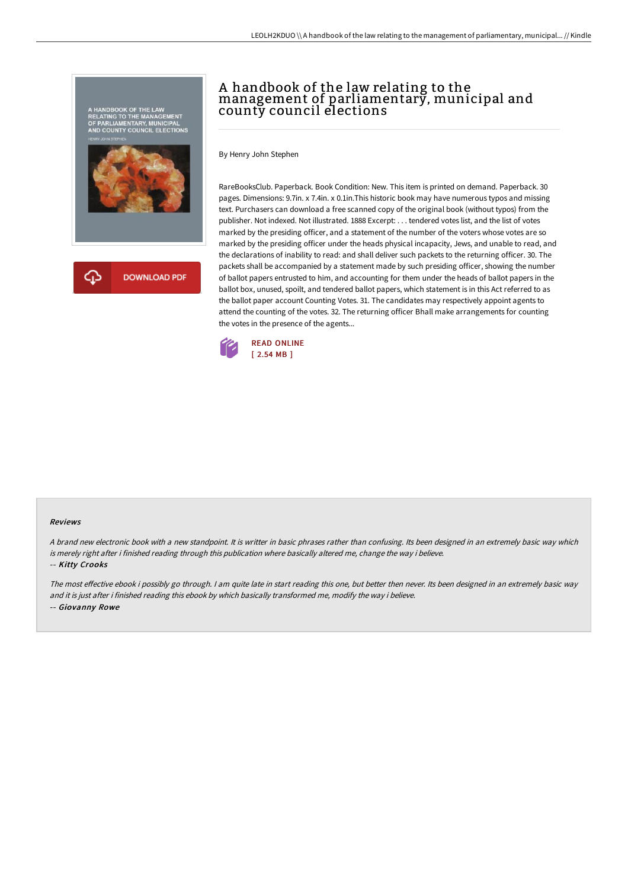# A handbook of the law relating to the management of parliamentary, municipal and county council elections

By Henry John Stephen

RareBooksClub. Paperback. Book Condition: New. This item is printed on demand. Paperback. 30 pages. Dimensions: 9.7in. x 7.4in. x 0.1in.This historic book may have numerous typos and missing text. Purchasers can download a free scanned copy of the original book (without typos) from the publisher. Not indexed. Not illustrated. 1888 Excerpt: . . . tendered votes list, and the list of votes marked by the presiding officer, and a statement of the number of the voters whose votes are so marked by the presiding officer under the heads physical incapacity, Jews, and unable to read, and the declarations of inability to read: and shall deliver such packets to the returning officer. 30. The packets shall be accompanied by a statement made by such presiding officer, showing the number of ballot papers entrusted to him, and accounting for them under the heads of ballot papers in the ballot box, unused, spoilt, and tendered ballot papers, which statement is in this Act referred to as the ballot paper account Counting Votes. 31. The candidates may respectively appoint agents to attend the counting of the votes. 32. The returning officer Bhall make arrangements for counting the votes in the presence of the agents...

READ ONLINE
[ 2.54 MB ]

DOWNLOAD PDF

### Reviews

*A brand new electronic book with a new standpoint. It is writter in basic phrases rather than confusing. Its been designed in an extremely basic way which is merely right after i finished reading through this publication where basically altered me, change the way i believe.*

-- ***Kitty Crooks***

*The most effective ebook i possibly go through. I am quite late in start reading this one, but better then never. Its been designed in an extremely basic way and it is just after i finished reading this ebook by which basically transformed me, modify the way i believe.*

-- ***Giovanny Rowe***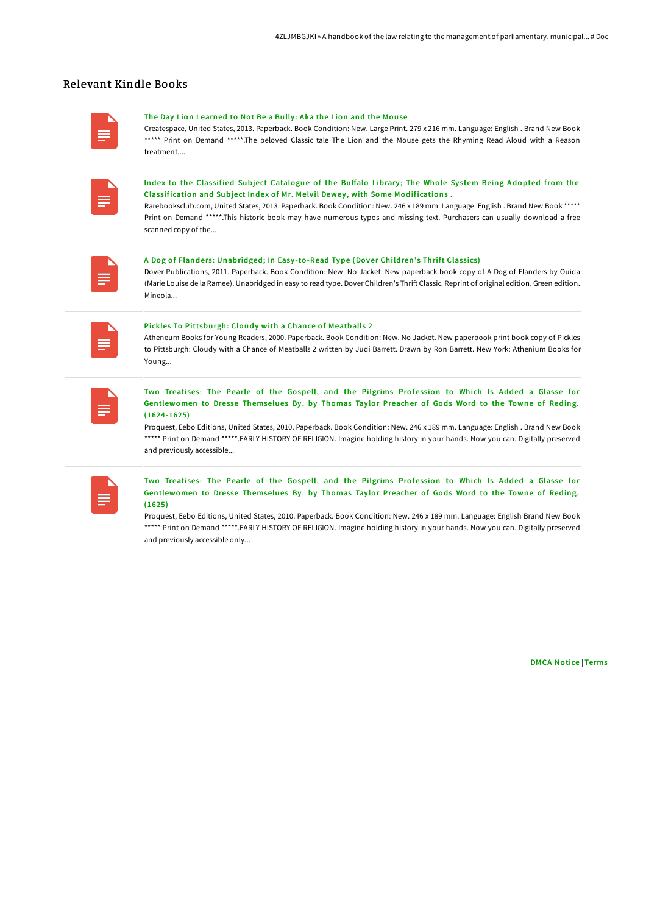## Relevant Kindle Books

### The Day Lion Learned to Not Be a Bully: Aka the Lion and the Mouse

Createspace, United States, 2013. Paperback. Book Condition: New. Large Print. 279 x 216 mm. Language: English . Brand New Book ***** Print on Demand *****.The beloved Classic tale The Lion and the Mouse gets the Rhyming Read Aloud with a Reason treatment,...

### Index to the Classified Subject Catalogue of the Buffalo Library; The Whole System Being Adopted from the Classification and Subject Index of Mr. Melvil Dewey, with Some Modifications .

Rarebooksclub.com, United States, 2013. Paperback. Book Condition: New. 246 x 189 mm. Language: English . Brand New Book ***** Print on Demand *****.This historic book may have numerous typos and missing text. Purchasers can usually download a free scanned copy of the...

### A Dog of Flanders: Unabridged; In Easy-to-Read Type (Dover Children's Thrift Classics)

Dover Publications, 2011. Paperback. Book Condition: New. No Jacket. New paperback book copy of A Dog of Flanders by Ouida (Marie Louise de la Ramee). Unabridged in easy to read type. Dover Children's Thrift Classic. Reprint of original edition. Green edition. Mineola...

### Pickles To Pittsburgh: Cloudy with a Chance of Meatballs 2

Atheneum Books for Young Readers, 2000. Paperback. Book Condition: New. No Jacket. New paperbook print book copy of Pickles to Pittsburgh: Cloudy with a Chance of Meatballs 2 written by Judi Barrett. Drawn by Ron Barrett. New York: Athenium Books for Young...

### Two Treatises: The Pearle of the Gospell, and the Pilgrims Profession to Which Is Added a Glasse for Gentlewomen to Dresse Themselues By. by Thomas Taylor Preacher of Gods Word to the Towne of Reding. (1624-1625)

Proquest, Eebo Editions, United States, 2010. Paperback. Book Condition: New. 246 x 189 mm. Language: English . Brand New Book ***** Print on Demand *****.EARLY HISTORY OF RELIGION. Imagine holding history in your hands. Now you can. Digitally preserved and previously accessible...

### Two Treatises: The Pearle of the Gospell, and the Pilgrims Profession to Which Is Added a Glasse for Gentlewomen to Dresse Themselues By. by Thomas Taylor Preacher of Gods Word to the Towne of Reding. (1625)

Proquest, Eebo Editions, United States, 2010. Paperback. Book Condition: New. 246 x 189 mm. Language: English Brand New Book ***** Print on Demand *****.EARLY HISTORY OF RELIGION. Imagine holding history in your hands. Now you can. Digitally preserved and previously accessible only...

DMCA Notice | Terms